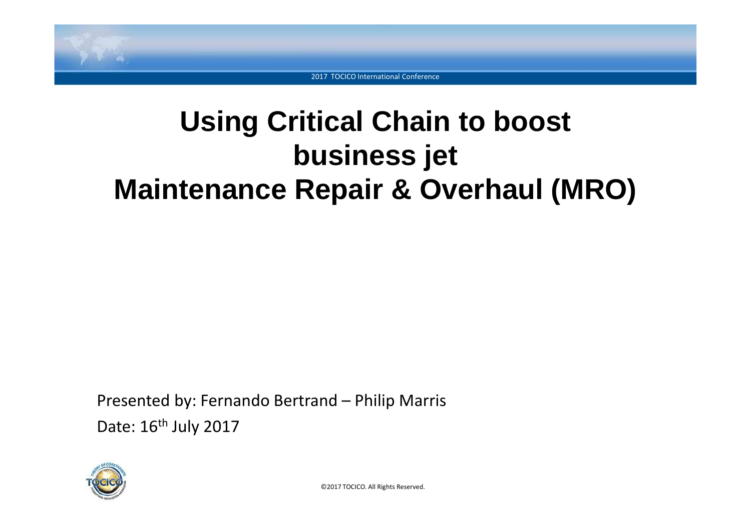# Using Critical Chain to boost business jet Maintenance Repair & Overhaul (MRO)

Presented by: Fernando Bertrand – Philip Marris

Date: 16th July 2017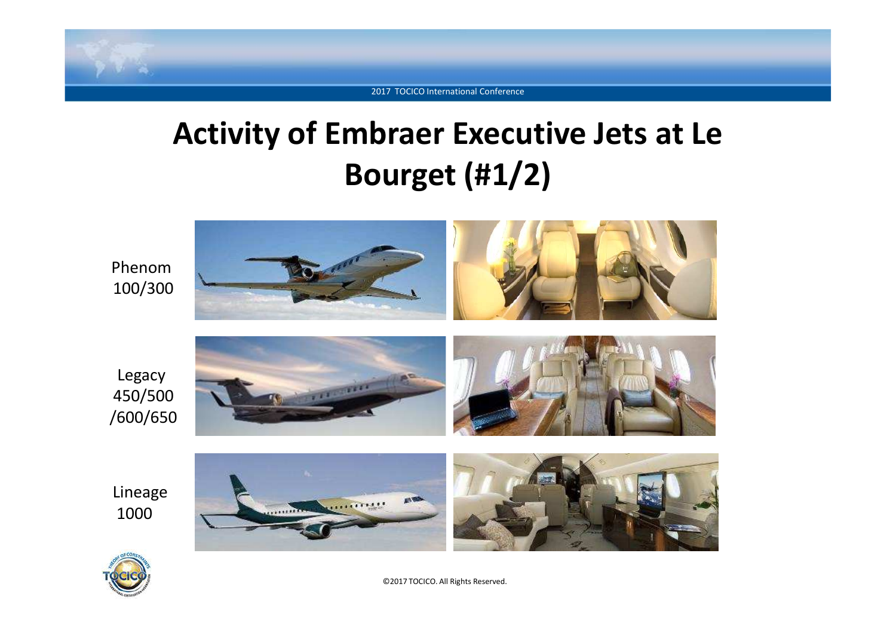# Activity of Embraer Executive Jets at Le Bourget (#1/2)

Phenom 100/300

Legacy 450/500 /600/650

Lineage 1000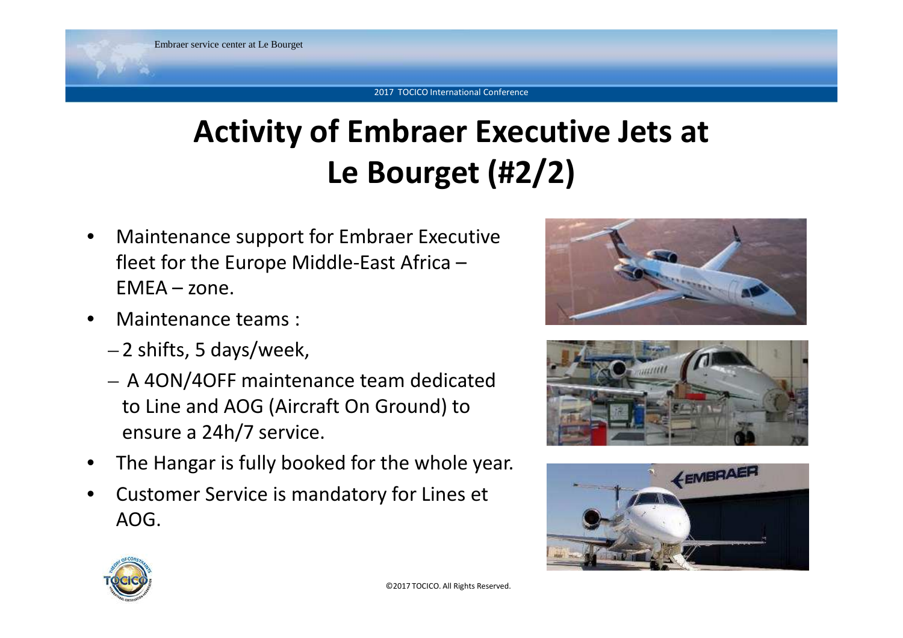# Activity of Embraer Executive Jets at Le Bourget (#2/2)

- Maintenance support for Embraer Executive fleet for the Europe Middle-East Africa – EMEA – zone.
- Maintenance teams :
  - 2 shifts, 5 days/week,
  - A 4ON/4OFF maintenance team dedicated to Line and AOG (Aircraft On Ground) to ensure a 24h/7 service.
- The Hangar is fully booked for the whole year.
- Customer Service is mandatory for Lines et AOG.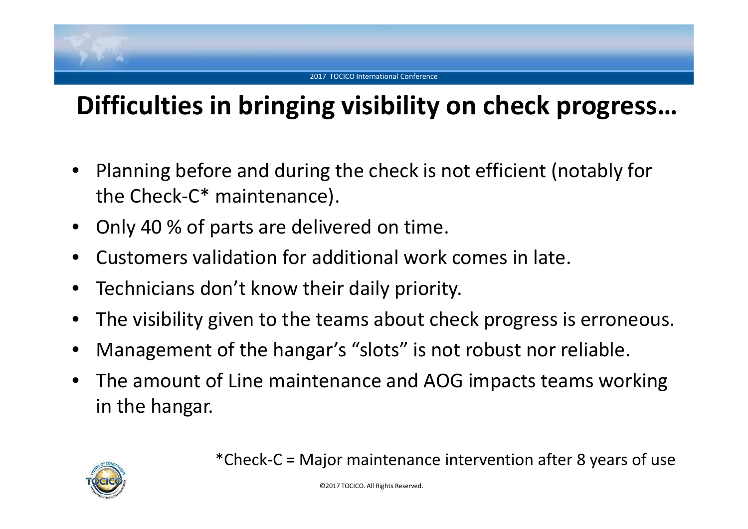# Difficulties in bringing visibility on check progress…

- Planning before and during the check is not efficient (notably for the Check-C* maintenance).
- Only 40 % of parts are delivered on time.
- Customers validation for additional work comes in late.
- Technicians don't know their daily priority.
- The visibility given to the teams about check progress is erroneous.
- Management of the hangar's "slots" is not robust nor reliable.
- The amount of Line maintenance and AOG impacts teams working in the hangar.

*Check-C = Major maintenance intervention after 8 years of use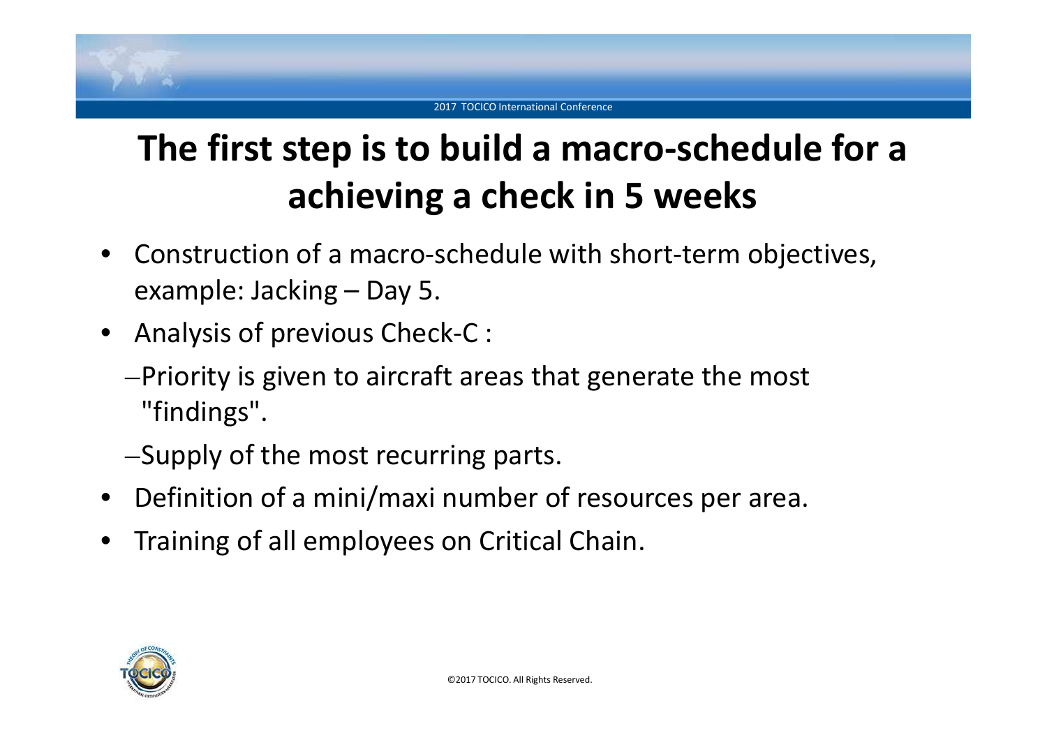# The first step is to build a macro-schedule for a achieving a check in 5 weeks

- Construction of a macro-schedule with short-term objectives, example: Jacking – Day 5.
- Analysis of previous Check-C :
  - Priority is given to aircraft areas that generate the most "findings".
  - Supply of the most recurring parts.
- Definition of a mini/maxi number of resources per area.
- Training of all employees on Critical Chain.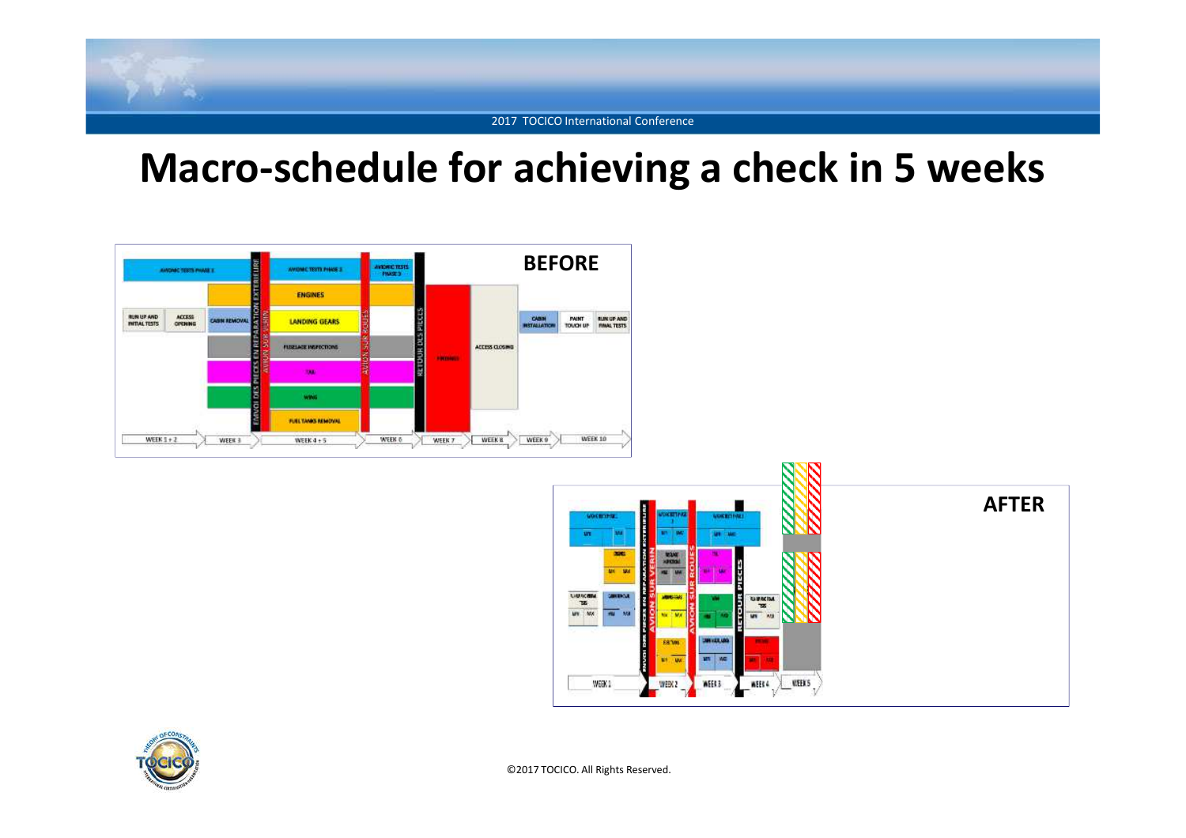# Macro-schedule for achieving a check in 5 weeks

**BEFORE**

AVIONIC TESTS PHASE 1

RUN UP AND INITIAL TESTS

ACCESS OPENING

CABIN REMOVAL

ENVOI DES PIECES EN REPARATION EXTERIEURE

AVION SUR VERIN

AVIONIC TESTS PHASE 2

ENGINES

LANDING GEARS

FUSELAGE INSPECTIONS

TAIL

WING

FUEL TANKS REMOVAL

AVION SUR ROUES

AVIONIC TESTS PHASE 3

RETOUR DES PIECES

FINISHING

ACCESS CLOSING

CABIN INSTALLATION

PAINT TOUCH UP

RUN UP AND FINAL TESTS

WEEK 1 + 2 | WEEK 3 | WEEK 4 + 5 | WEEK 6 | WEEK 7 | WEEK 8 | WEEK 9 | WEEK 10

**AFTER**

ENVOI DES PIECES EN REPARATION EXTERIEURE

AVION SUR VERIN

AVION SUR ROUES

RETOUR PIECES

WEEK 1 | WEEK 2 | WEEK 3 | WEEK 4 | WEEK 5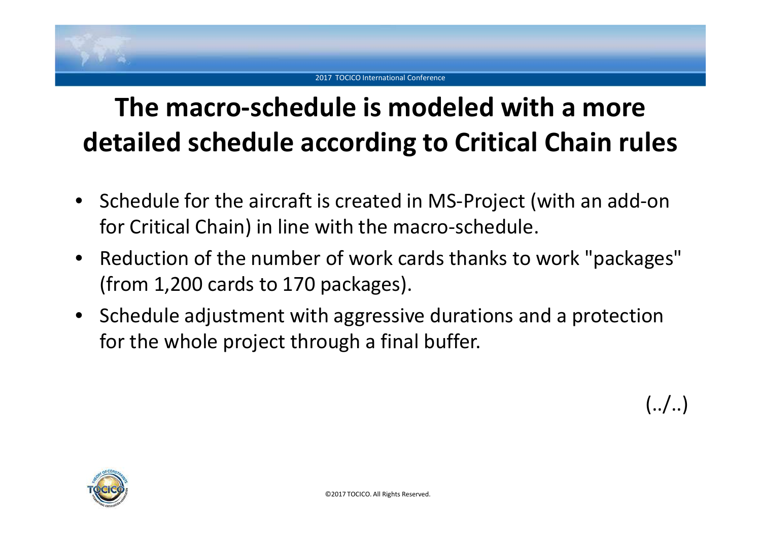# The macro-schedule is modeled with a more detailed schedule according to Critical Chain rules

- Schedule for the aircraft is created in MS-Project (with an add-on for Critical Chain) in line with the macro-schedule.
- Reduction of the number of work cards thanks to work "packages" (from 1,200 cards to 170 packages).
- Schedule adjustment with aggressive durations and a protection for the whole project through a final buffer.

(../..)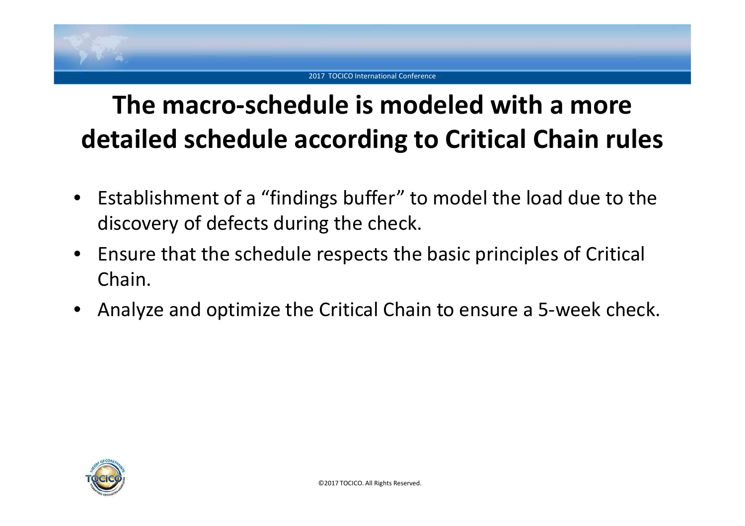# The macro-schedule is modeled with a more detailed schedule according to Critical Chain rules

- Establishment of a "findings buffer" to model the load due to the discovery of defects during the check.
- Ensure that the schedule respects the basic principles of Critical Chain.
- Analyze and optimize the Critical Chain to ensure a 5-week check.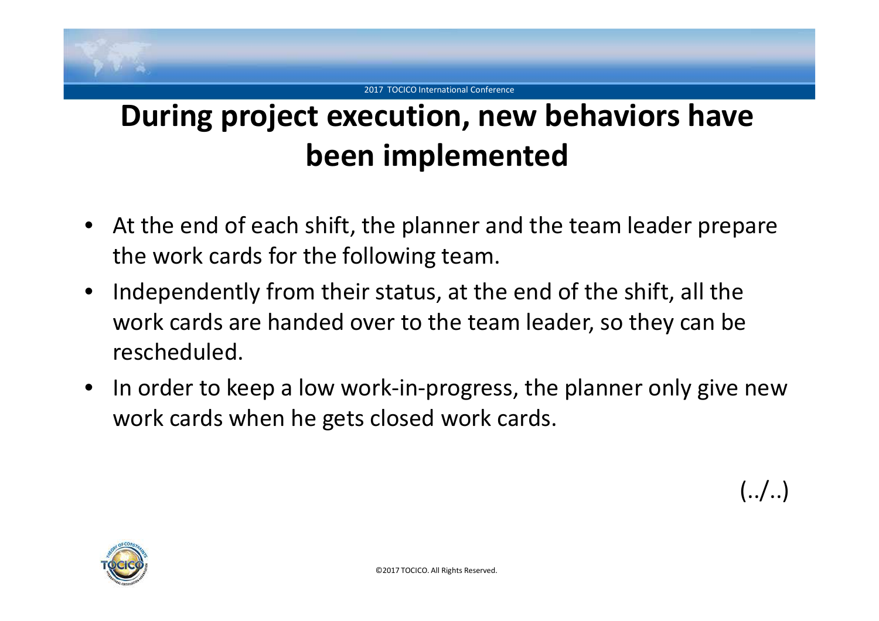# During project execution, new behaviors have been implemented

- At the end of each shift, the planner and the team leader prepare the work cards for the following team.
- Independently from their status, at the end of the shift, all the work cards are handed over to the team leader, so they can be rescheduled.
- In order to keep a low work-in-progress, the planner only give new work cards when he gets closed work cards.

(../..)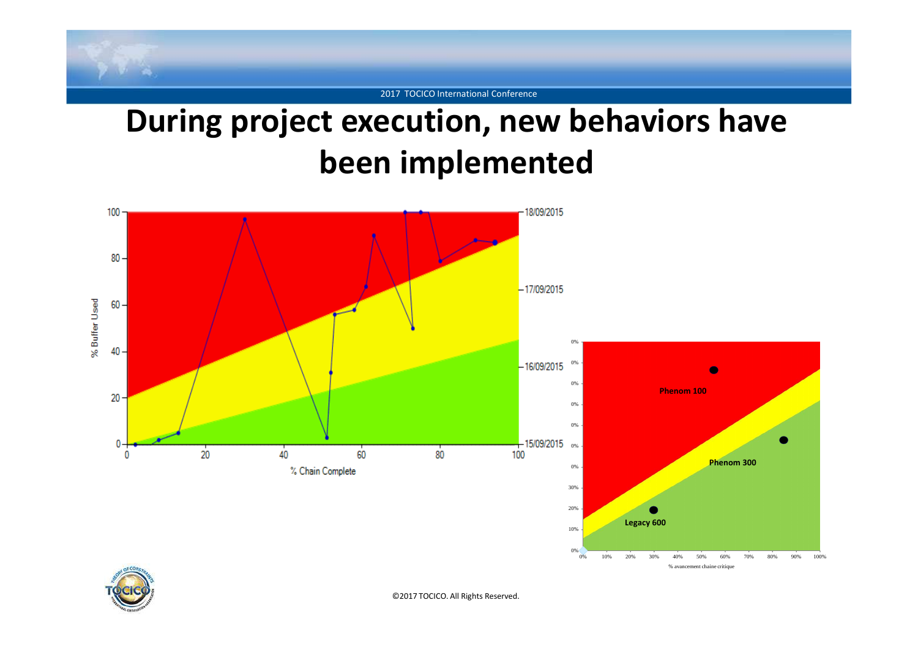# During project execution, new behaviors have been implemented

% Buffer Used

100
80
60
40
20
0

0 20 40 60 80 100

% Chain Complete

18/09/2015
17/09/2015
16/09/2015
15/09/2015

Phenom 100

Phenom 300

Legacy 600

% avancement chaine critique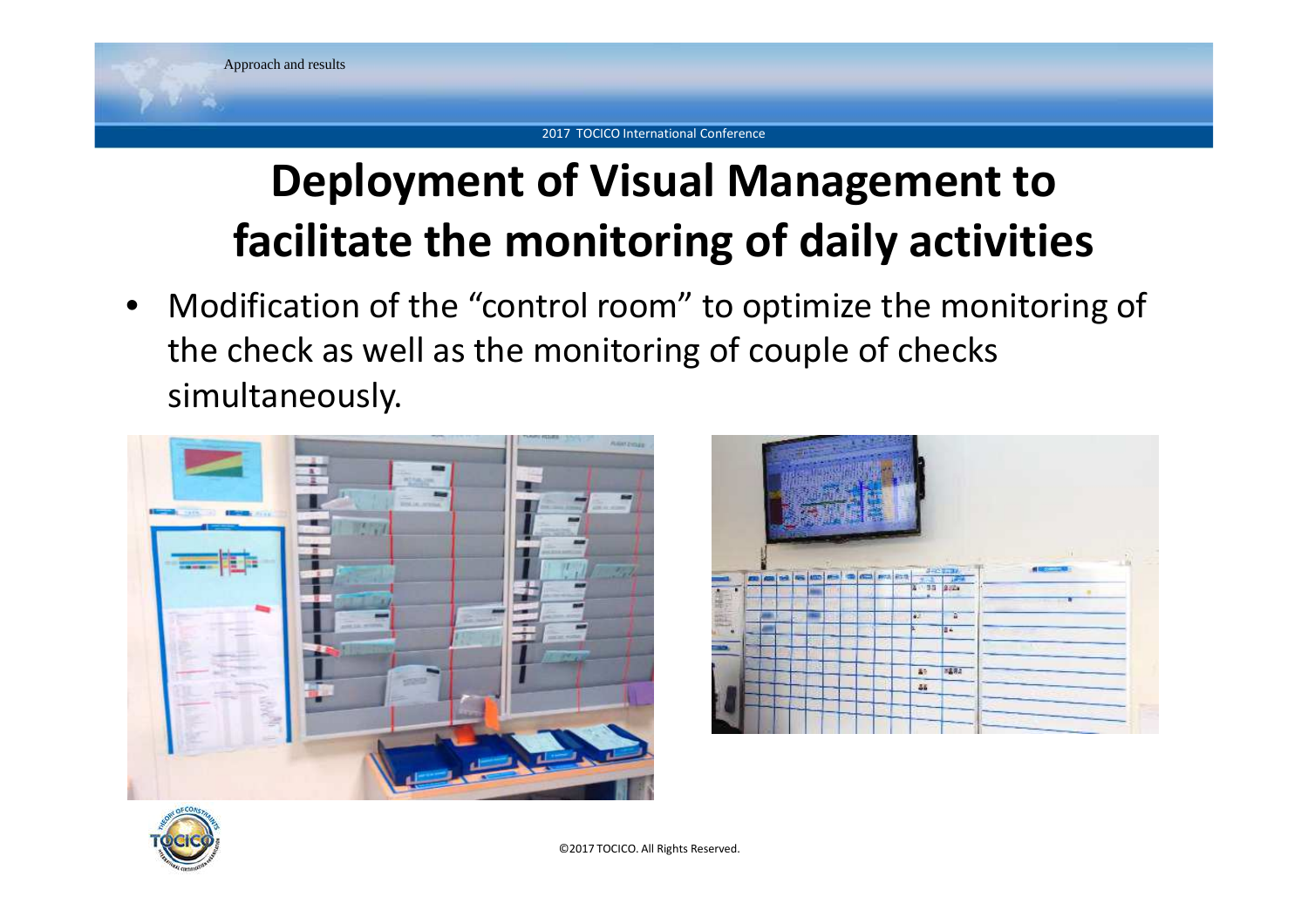# Deployment of Visual Management to facilitate the monitoring of daily activities

- Modification of the “control room” to optimize the monitoring of the check as well as the monitoring of couple of checks simultaneously.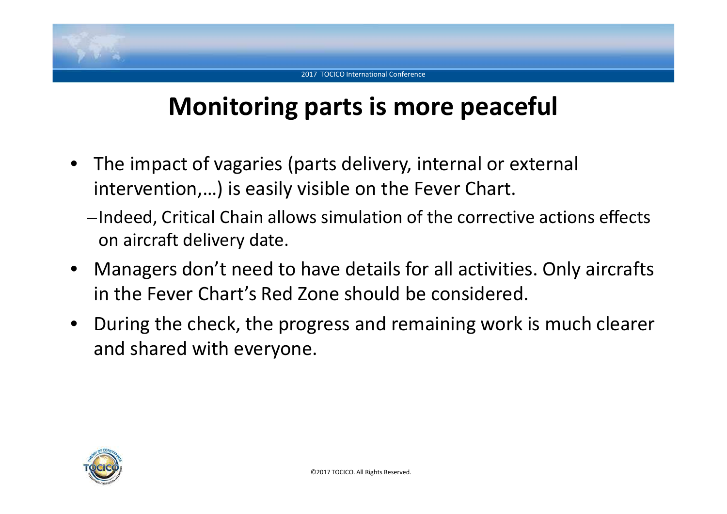# Monitoring parts is more peaceful

- The impact of vagaries (parts delivery, internal or external intervention,…) is easily visible on the Fever Chart.
  - Indeed, Critical Chain allows simulation of the corrective actions effects on aircraft delivery date.
- Managers don't need to have details for all activities. Only aircrafts in the Fever Chart's Red Zone should be considered.
- During the check, the progress and remaining work is much clearer and shared with everyone.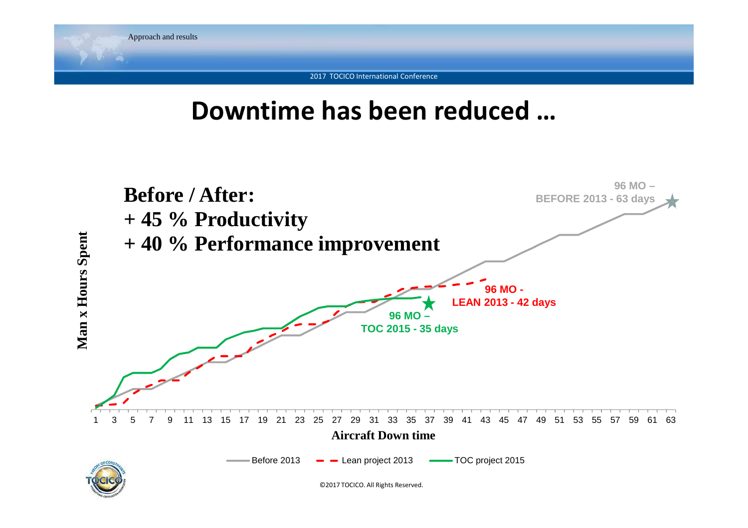# Downtime has been reduced …

**Before / After:**

**+ 45 % Productivity**

**+ 40 % Performance improvement**

96 MO – BEFORE 2013 - 63 days

96 MO - LEAN 2013 - 42 days

96 MO – TOC 2015 - 35 days

Man x Hours Spent

Aircraft Down time

1 3 5 7 9 11 13 15 17 19 21 23 25 27 29 31 33 35 37 39 41 43 45 47 49 51 53 55 57 59 61 63

Before 2013 — Lean project 2013 — TOC project 2015

©2017 TOCICO. All Rights Reserved.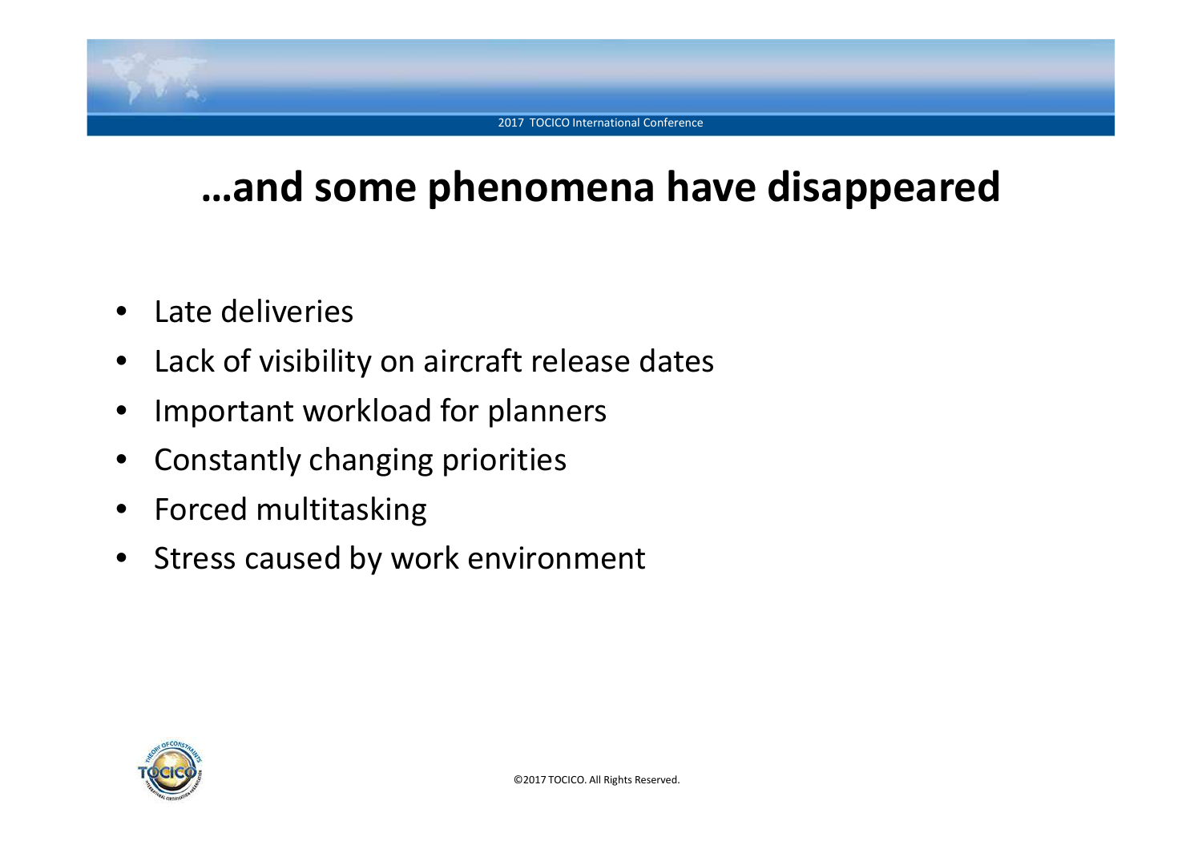# …and some phenomena have disappeared

- Late deliveries
- Lack of visibility on aircraft release dates
- Important workload for planners
- Constantly changing priorities
- Forced multitasking
- Stress caused by work environment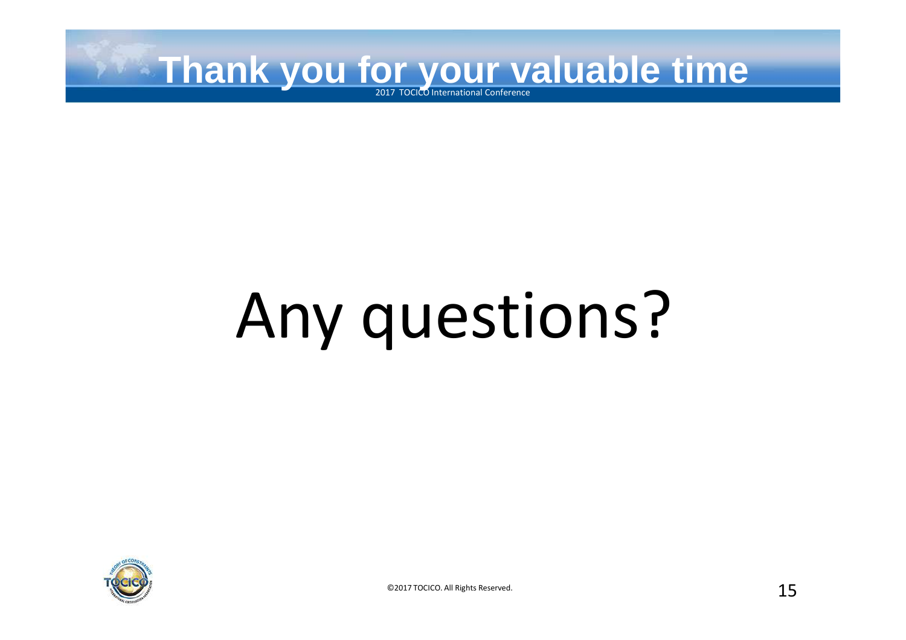# Thank you for your valuable time

Any questions?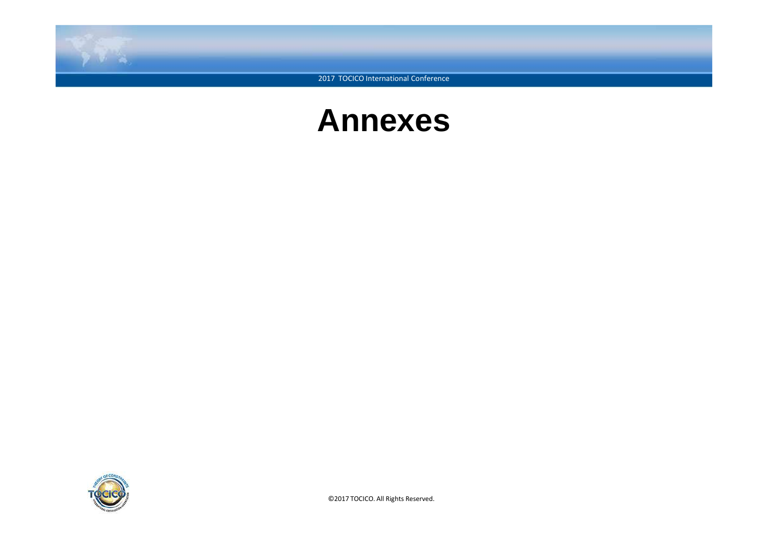# Annexes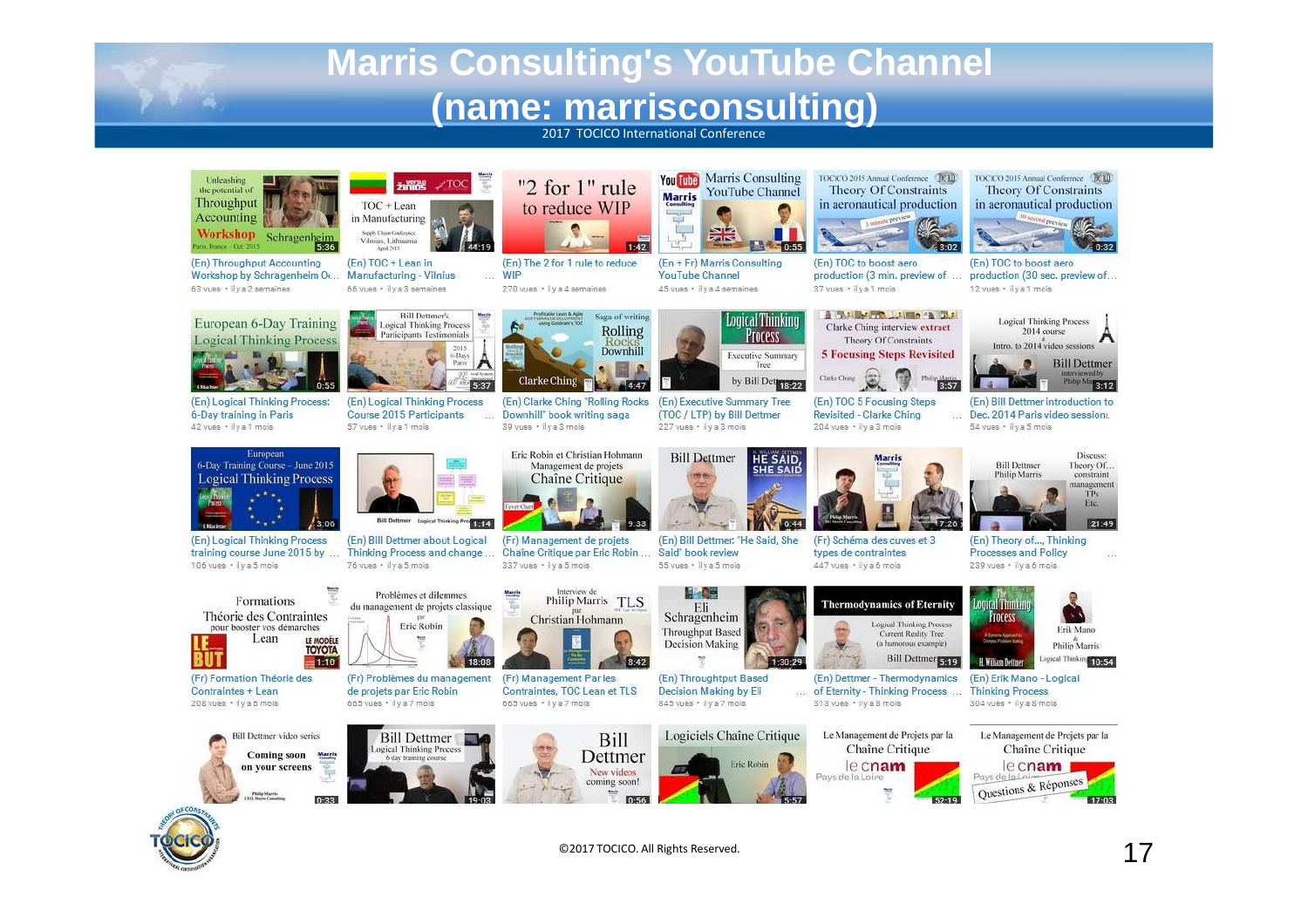# Marris Consulting's YouTube Channel (name: marrisconsulting)

2017 TOCICO International Conference

- (En) Throughput Accounting Workshop by Schragenheim O… — 63 vues • il y a 2 semaines
- (En) TOC + Lean in Manufacturing - Vilnius — 66 vues • il y a 3 semaines
- (En) The 2 for 1 rule to reduce WIP — 270 vues • il y a 4 semaines
- (En + Fr) Marris Consulting YouTube Channel — 45 vues • il y a 4 semaines
- (En) TOC to boost aero production (3 min. preview of … — 37 vues • il y a 1 mois
- (En) TOC to boost aero production (30 sec. preview of… — 12 vues • il y a 1 mois
- (En) Logical Thinking Process: 6-Day training in Paris — 42 vues • il y a 1 mois
- (En) Logical Thinking Process Course 2015 Participants — 57 vues • il y a 1 mois
- (En) Clarke Ching "Rolling Rocks Downhill" book writing saga — 39 vues • il y a 3 mois
- (En) Executive Summary Tree (TOC / LTP) by Bill Dettmer — 227 vues • il y a 3 mois
- (En) TOC 5 Focusing Steps Revisited - Clarke Ching — 204 vues • il y a 3 mois
- (En) Bill Dettmer introduction to Dec. 2014 Paris video session… — 54 vues • il y a 5 mois
- (En) Logical Thinking Process training course June 2015 by … — 106 vues • il y a 5 mois
- (En) Bill Dettmer about Logical Thinking Process and change … — 76 vues • il y a 5 mois
- (Fr) Management de projets Chaîne Critique par Eric Robin … — 337 vues • il y a 5 mois
- (En) Bill Dettmer: "He Said, She Said" book review — 55 vues • il y a 5 mois
- (Fr) Schéma des cuves et 3 types de contraintes — 447 vues • il y a 6 mois
- (En) Theory of..., Thinking Processes and Policy — 239 vues • il y a 6 mois
- (Fr) Formation Théorie des Contraintes + Lean — 208 vues • il y a 6 mois
- (Fr) Problèmes du management de projets par Eric Robin — 665 vues • il y a 7 mois
- (Fr) Management Par les Contraintes, TOC Lean et TLS — 665 vues • il y a 7 mois
- (En) Throughput Based Decision Making by Eli — 845 vues • il y a 7 mois
- (En) Dettmer - Thermodynamics of Eternity - Thinking Process … — 313 vues • il y a 8 mois
- (En) Erik Mano - Logical Thinking Process — 304 vues • il y a 8 mois

©2017 TOCICO. All Rights Reserved.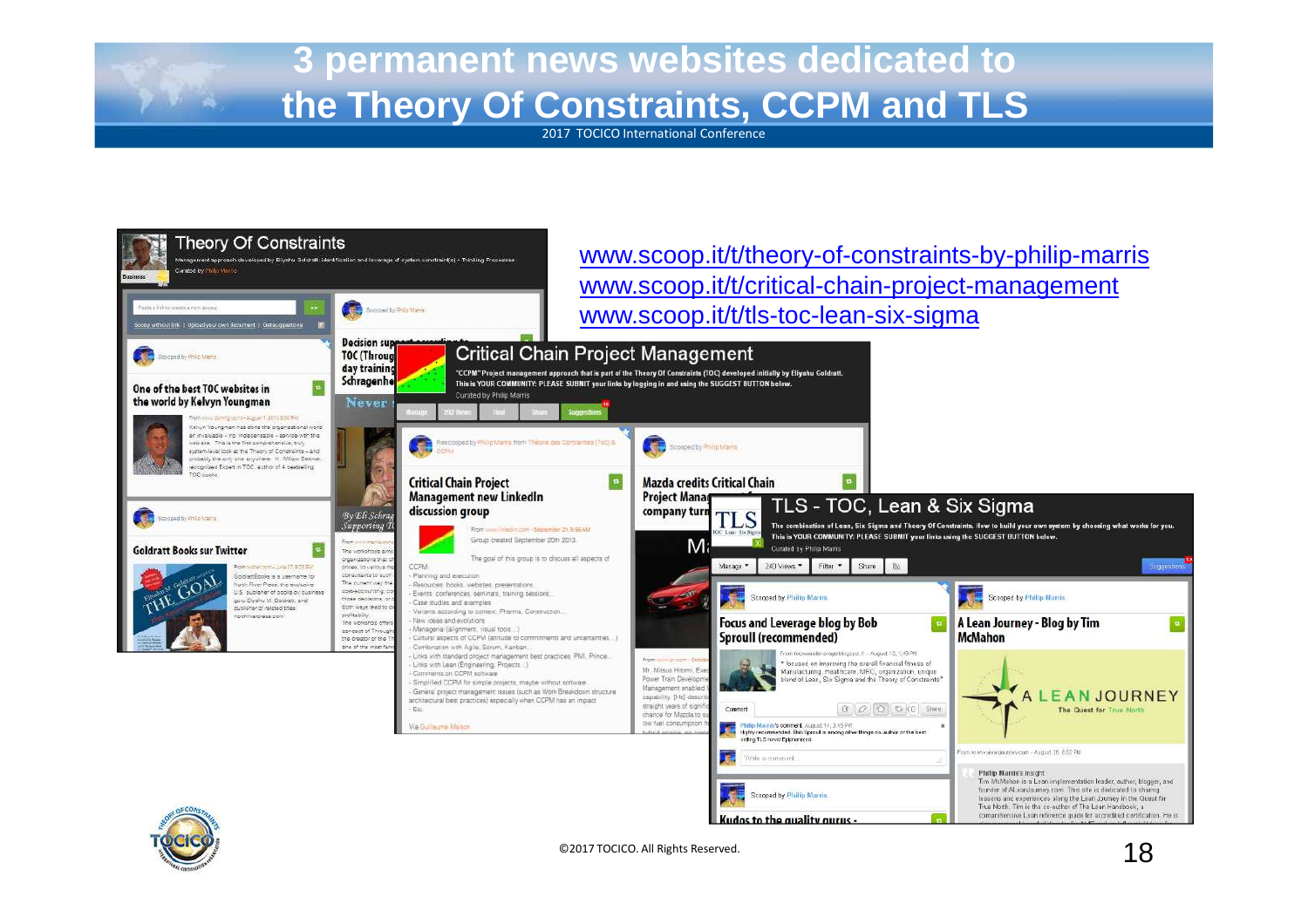# 3 permanent news websites dedicated to the Theory Of Constraints, CCPM and TLS

2017 TOCICO International Conference

www.scoop.it/t/theory-of-constraints-by-philip-marris
www.scoop.it/t/critical-chain-project-management
www.scoop.it/t/tls-toc-lean-six-sigma

©2017 TOCICO. All Rights Reserved.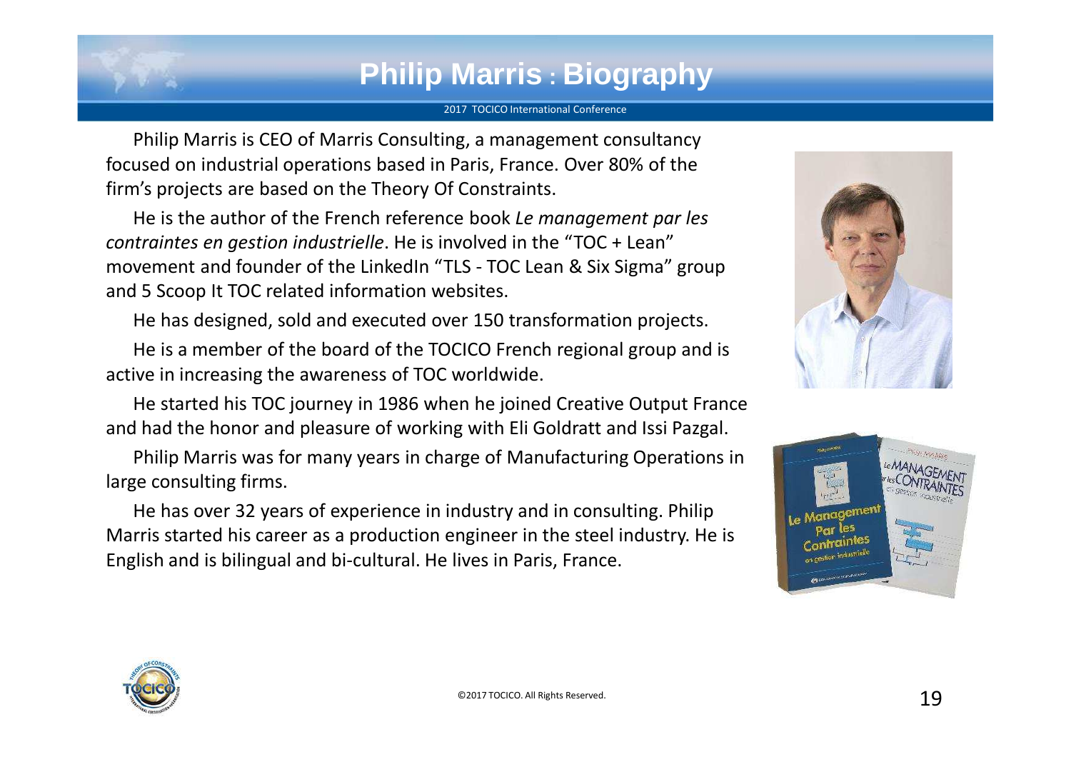# Philip Marris : Biography

Philip Marris is CEO of Marris Consulting, a management consultancy focused on industrial operations based in Paris, France. Over 80% of the firm's projects are based on the Theory Of Constraints.

He is the author of the French reference book *Le management par les contraintes en gestion industrielle*. He is involved in the "TOC + Lean" movement and founder of the LinkedIn "TLS - TOC Lean & Six Sigma" group and 5 Scoop It TOC related information websites.

He has designed, sold and executed over 150 transformation projects.

He is a member of the board of the TOCICO French regional group and is active in increasing the awareness of TOC worldwide.

He started his TOC journey in 1986 when he joined Creative Output France and had the honor and pleasure of working with Eli Goldratt and Issi Pazgal.

Philip Marris was for many years in charge of Manufacturing Operations in large consulting firms.

He has over 32 years of experience in industry and in consulting. Philip Marris started his career as a production engineer in the steel industry. He is English and is bilingual and bi-cultural. He lives in Paris, France.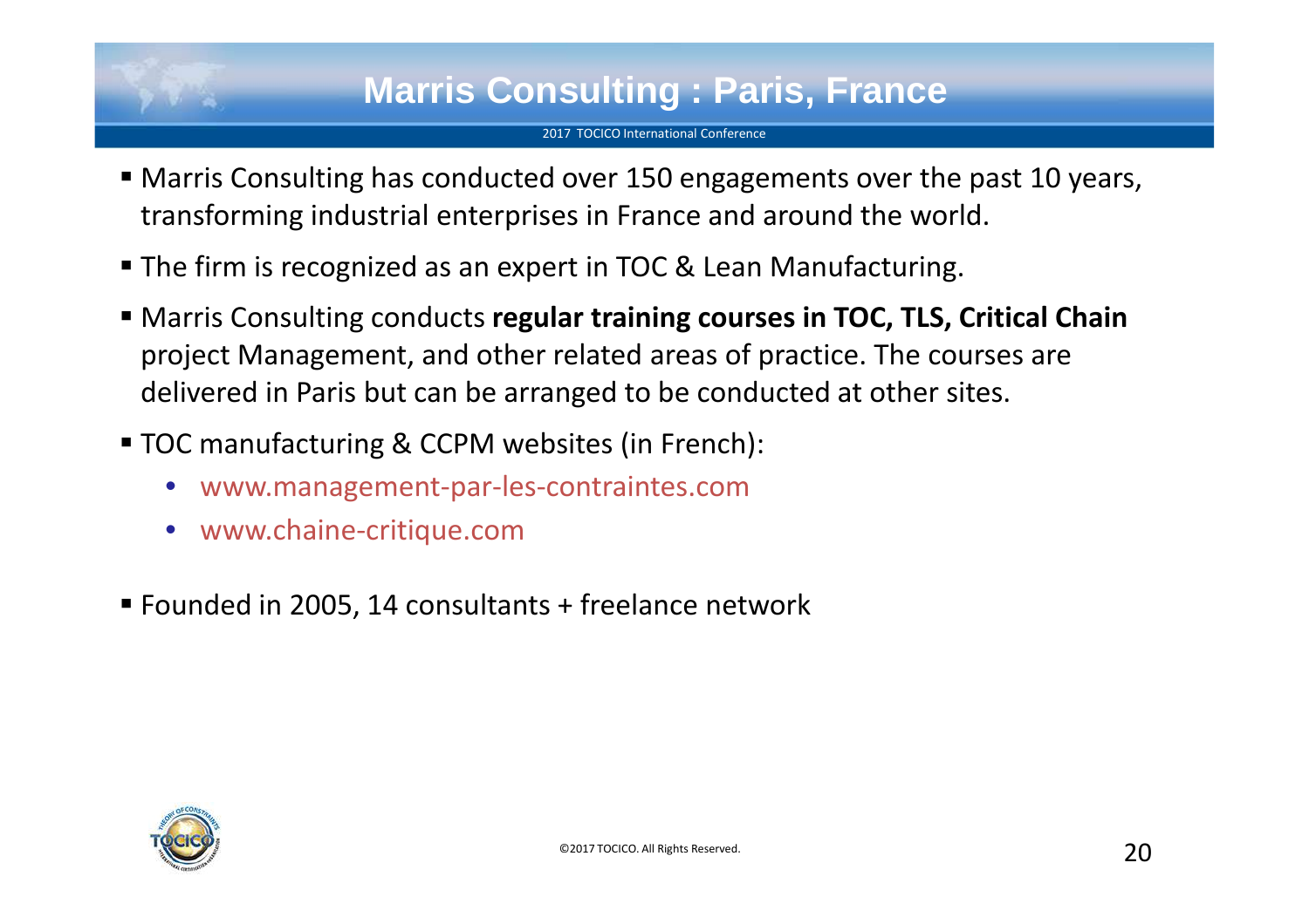# Marris Consulting : Paris, France

- Marris Consulting has conducted over 150 engagements over the past 10 years, transforming industrial enterprises in France and around the world.
- The firm is recognized as an expert in TOC & Lean Manufacturing.
- Marris Consulting conducts **regular training courses in TOC, TLS, Critical Chain** project Management, and other related areas of practice. The courses are delivered in Paris but can be arranged to be conducted at other sites.
- TOC manufacturing & CCPM websites (in French):
  - www.management-par-les-contraintes.com
  - www.chaine-critique.com
- Founded in 2005, 14 consultants + freelance network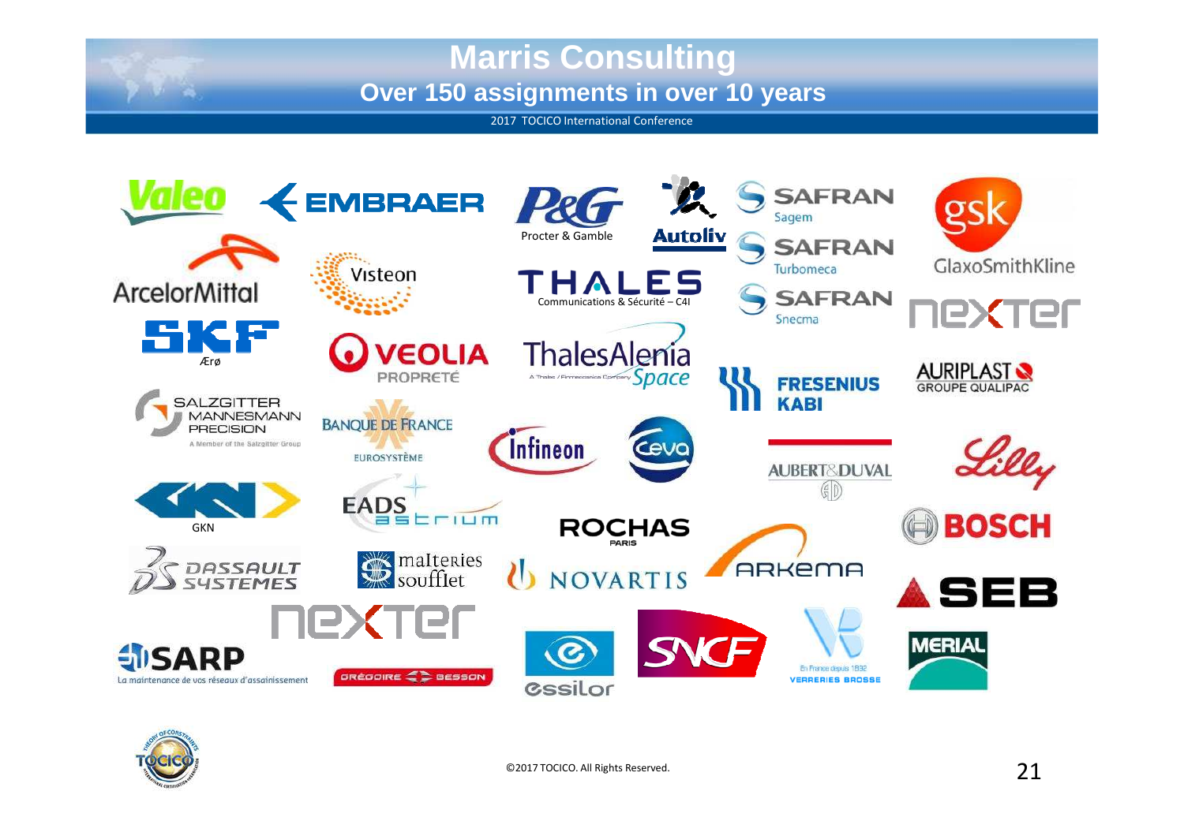# Marris Consulting

## Over 150 assignments in over 10 years

Valeo, Embraer, Procter & Gamble, Autoliv, Safran Sagem, GSK GlaxoSmithKline, ArcelorMittal, Visteon, Thales Communications & Sécurité – C4I, Safran Turbomeca, Safran Snecma, Nexter, SKF Ærø, Veolia Propreté, ThalesAlenia Space, Fresenius Kabi, Auriplast Groupe Qualipac, Salzgitter Mannesmann Precision, Banque de France Eurosystème, Infineon, Ceva, Aubert&Duval, Lilly, GKN, EADS Astrium, Rochas Paris, Bosch, Dassault Systèmes, Malteries Soufflet, Novartis, Arkema, SEB, Nexter, SARP – La maintenance de vos réseaux d'assainissement, Grégoire Besson, Essilor, SNCF, Verreries Brosse, Merial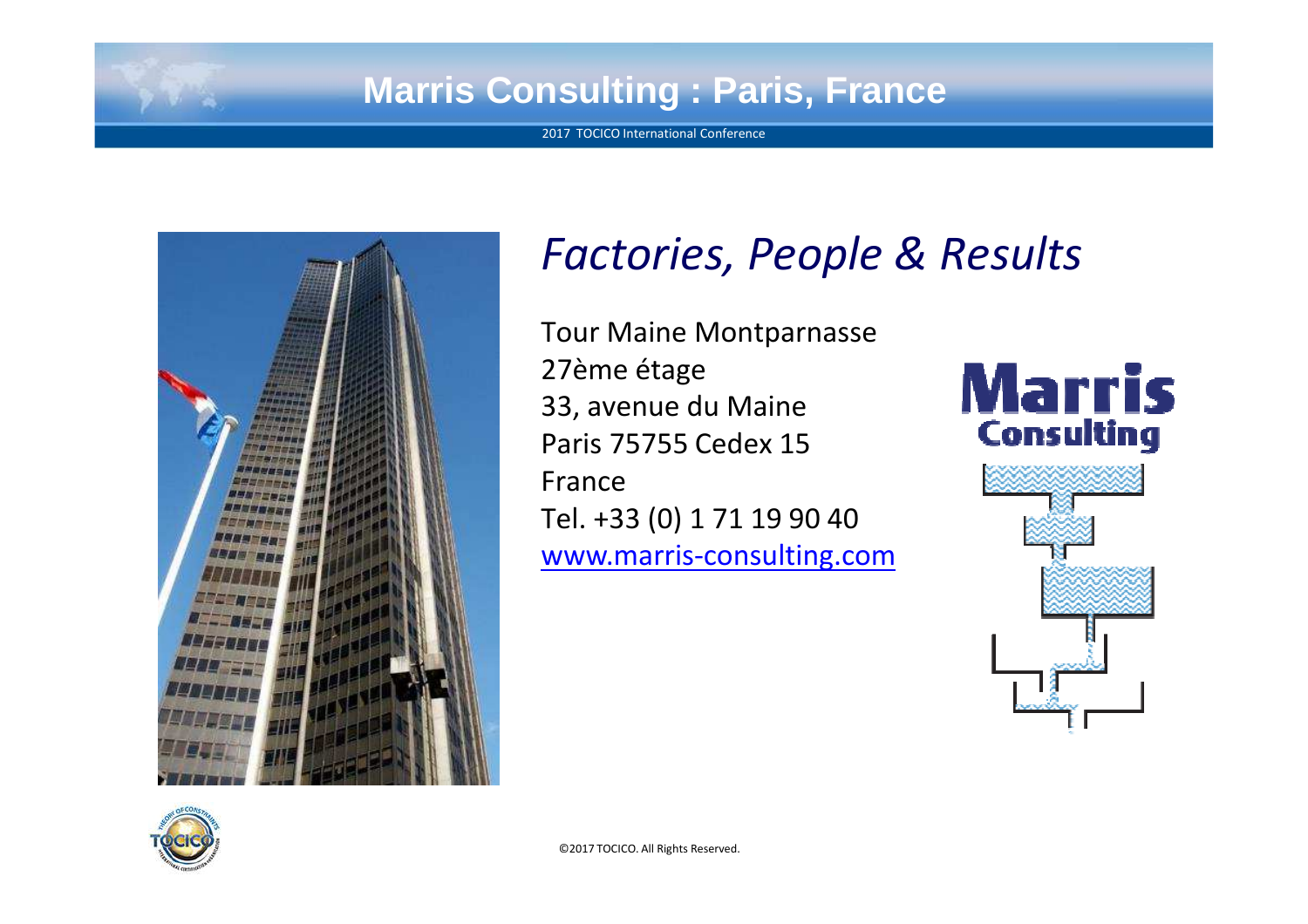# Marris Consulting : Paris, France

## *Factories, People & Results*

Tour Maine Montparnasse
27ème étage
33, avenue du Maine
Paris 75755 Cedex 15
France
Tel. +33 (0) 1 71 19 90 40
www.marris-consulting.com

Marris Consulting